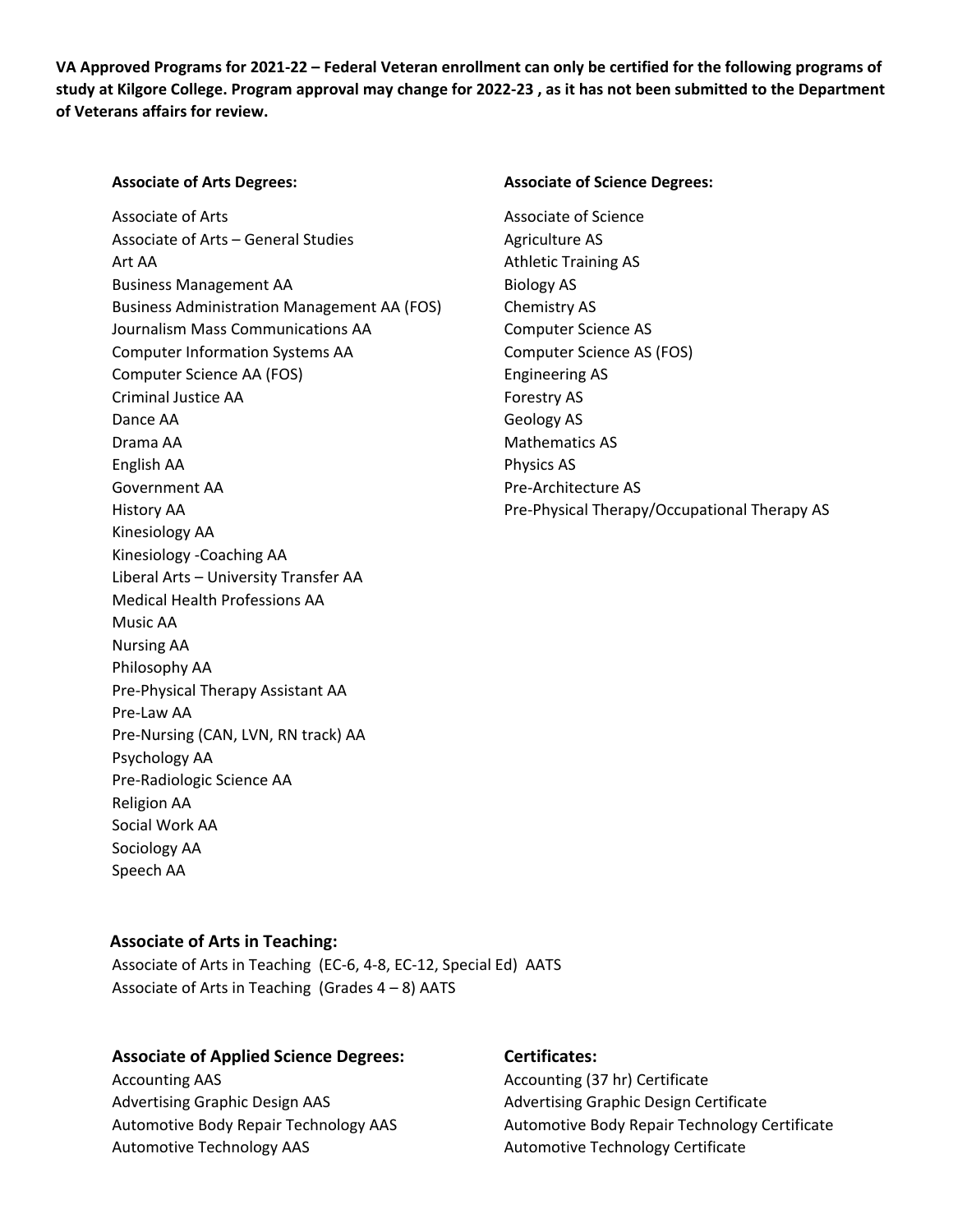**VA Approved Programs for 2021-22 – Federal Veteran enrollment can only be certified for the following programs of study at Kilgore College. Program approval may change for 2022-23 , as it has not been submitted to the Department of Veterans affairs for review.**

### Associate of Arts Degrees:

Associate of Arts
Associate of Arts – General Studies
Art AA
Business Management AA
Business Administration Management AA (FOS)
Journalism Mass Communications AA
Computer Information Systems AA
Computer Science AA (FOS)
Criminal Justice AA
Dance AA
Drama AA
English AA
Government AA
History AA
Kinesiology AA
Kinesiology -Coaching AA
Liberal Arts – University Transfer AA
Medical Health Professions AA
Music AA
Nursing AA
Philosophy AA
Pre-Physical Therapy Assistant AA
Pre-Law AA
Pre-Nursing (CAN, LVN, RN track) AA
Psychology AA
Pre-Radiologic Science AA
Religion AA
Social Work AA
Sociology AA
Speech AA

### Associate of Science Degrees:

Associate of Science
Agriculture AS
Athletic Training AS
Biology AS
Chemistry AS
Computer Science AS
Computer Science AS (FOS)
Engineering AS
Forestry AS
Geology AS
Mathematics AS
Physics AS
Pre-Architecture AS
Pre-Physical Therapy/Occupational Therapy AS

### Associate of Arts in Teaching:

Associate of Arts in Teaching (EC-6, 4-8, EC-12, Special Ed) AATS
Associate of Arts in Teaching (Grades 4 – 8) AATS

### Associate of Applied Science Degrees:

Accounting AAS
Advertising Graphic Design AAS
Automotive Body Repair Technology AAS
Automotive Technology AAS

### Certificates:

Accounting (37 hr) Certificate
Advertising Graphic Design Certificate
Automotive Body Repair Technology Certificate
Automotive Technology Certificate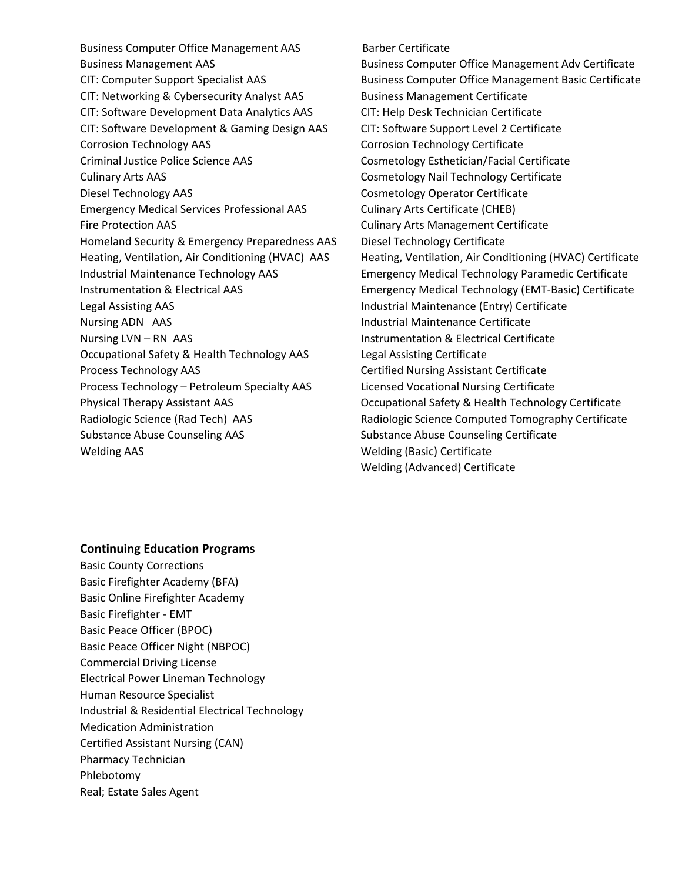Business Computer Office Management AAS
Business Management AAS
CIT: Computer Support Specialist AAS
CIT: Networking & Cybersecurity Analyst AAS
CIT: Software Development Data Analytics AAS
CIT: Software Development & Gaming Design AAS
Corrosion Technology AAS
Criminal Justice Police Science AAS
Culinary Arts AAS
Diesel Technology AAS
Emergency Medical Services Professional AAS
Fire Protection AAS
Homeland Security & Emergency Preparedness AAS
Heating, Ventilation, Air Conditioning (HVAC) AAS
Industrial Maintenance Technology AAS
Instrumentation & Electrical AAS
Legal Assisting AAS
Nursing ADN AAS
Nursing LVN – RN AAS
Occupational Safety & Health Technology AAS
Process Technology AAS
Process Technology – Petroleum Specialty AAS
Physical Therapy Assistant AAS
Radiologic Science (Rad Tech) AAS
Substance Abuse Counseling AAS
Welding AAS

Barber Certificate
Business Computer Office Management Adv Certificate
Business Computer Office Management Basic Certificate
Business Management Certificate
CIT: Help Desk Technician Certificate
CIT: Software Support Level 2 Certificate
Corrosion Technology Certificate
Cosmetology Esthetician/Facial Certificate
Cosmetology Nail Technology Certificate
Cosmetology Operator Certificate
Culinary Arts Certificate (CHEB)
Culinary Arts Management Certificate
Diesel Technology Certificate
Heating, Ventilation, Air Conditioning (HVAC) Certificate
Emergency Medical Technology Paramedic Certificate
Emergency Medical Technology (EMT-Basic) Certificate
Industrial Maintenance (Entry) Certificate
Industrial Maintenance Certificate
Instrumentation & Electrical Certificate
Legal Assisting Certificate
Certified Nursing Assistant Certificate
Licensed Vocational Nursing Certificate
Occupational Safety & Health Technology Certificate
Radiologic Science Computed Tomography Certificate
Substance Abuse Counseling Certificate
Welding (Basic) Certificate
Welding (Advanced) Certificate

**Continuing Education Programs**

Basic County Corrections
Basic Firefighter Academy (BFA)
Basic Online Firefighter Academy
Basic Firefighter - EMT
Basic Peace Officer (BPOC)
Basic Peace Officer Night (NBPOC)
Commercial Driving License
Electrical Power Lineman Technology
Human Resource Specialist
Industrial & Residential Electrical Technology
Medication Administration
Certified Assistant Nursing (CAN)
Pharmacy Technician
Phlebotomy
Real; Estate Sales Agent